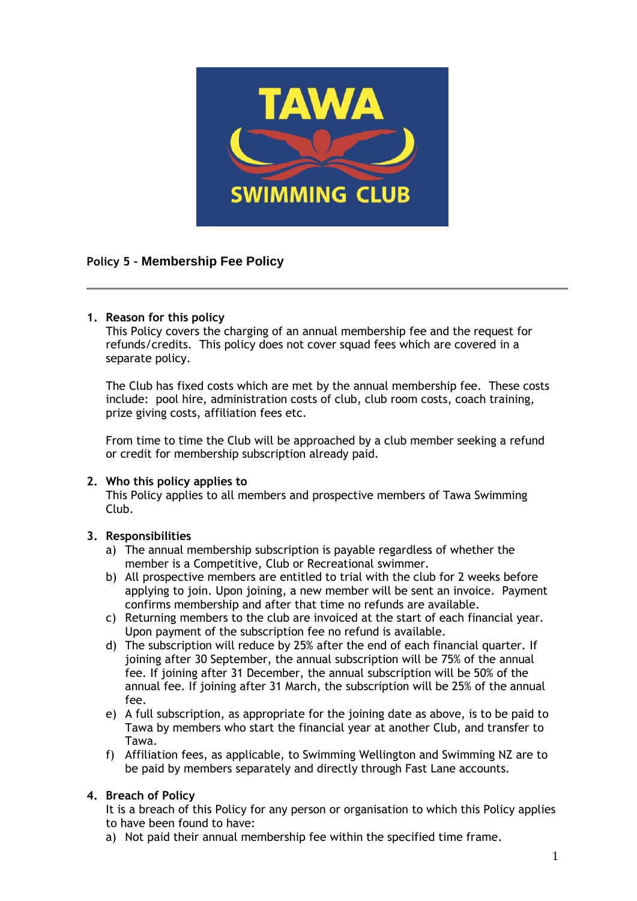## Policy 5 - Membership Fee Policy

---

1. **Reason for this policy**

   This Policy covers the charging of an annual membership fee and the request for refunds/credits. This policy does not cover squad fees which are covered in a separate policy.

   The Club has fixed costs which are met by the annual membership fee. These costs include: pool hire, administration costs of club, club room costs, coach training, prize giving costs, affiliation fees etc.

   From time to time the Club will be approached by a club member seeking a refund or credit for membership subscription already paid.

2. **Who this policy applies to**

   This Policy applies to all members and prospective members of Tawa Swimming Club.

3. **Responsibilities**

   a) The annual membership subscription is payable regardless of whether the member is a Competitive, Club or Recreational swimmer.

   b) All prospective members are entitled to trial with the club for 2 weeks before applying to join. Upon joining, a new member will be sent an invoice. Payment confirms membership and after that time no refunds are available.

   c) Returning members to the club are invoiced at the start of each financial year. Upon payment of the subscription fee no refund is available.

   d) The subscription will reduce by 25% after the end of each financial quarter. If joining after 30 September, the annual subscription will be 75% of the annual fee. If joining after 31 December, the annual subscription will be 50% of the annual fee. If joining after 31 March, the subscription will be 25% of the annual fee.

   e) A full subscription, as appropriate for the joining date as above, is to be paid to Tawa by members who start the financial year at another Club, and transfer to Tawa.

   f) Affiliation fees, as applicable, to Swimming Wellington and Swimming NZ are to be paid by members separately and directly through Fast Lane accounts.

4. **Breach of Policy**

   It is a breach of this Policy for any person or organisation to which this Policy applies to have been found to have:

   a) Not paid their annual membership fee within the specified time frame.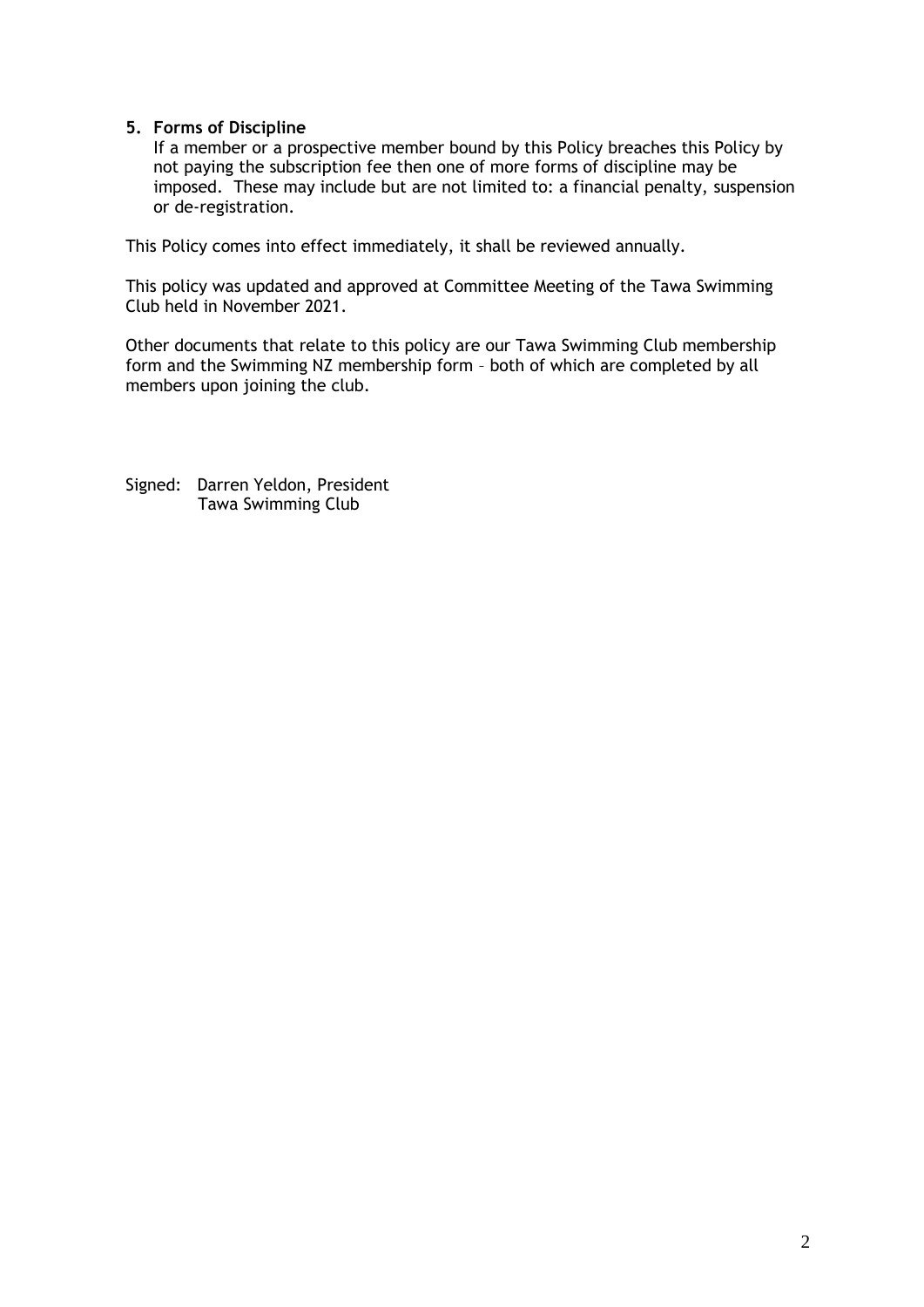5. **Forms of Discipline**
   If a member or a prospective member bound by this Policy breaches this Policy by not paying the subscription fee then one of more forms of discipline may be imposed. These may include but are not limited to: a financial penalty, suspension or de-registration.

This Policy comes into effect immediately, it shall be reviewed annually.

This policy was updated and approved at Committee Meeting of the Tawa Swimming Club held in November 2021.

Other documents that relate to this policy are our Tawa Swimming Club membership form and the Swimming NZ membership form – both of which are completed by all members upon joining the club.

Signed: Darren Yeldon, President
Tawa Swimming Club